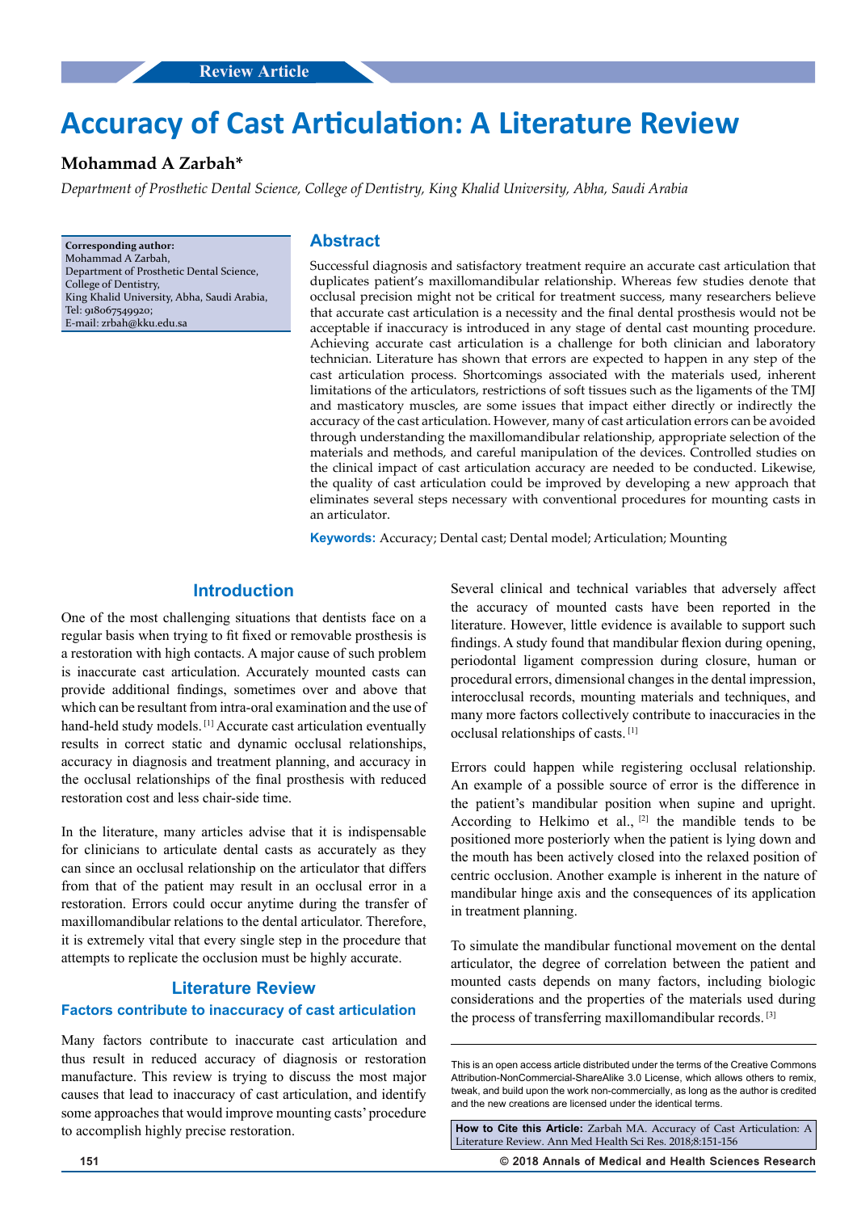Review Article

# Accuracy of Cast Articulation: A Literature Review

**Mohammad A Zarbah***

*Department of Prosthetic Dental Science, College of Dentistry, King Khalid University, Abha, Saudi Arabia*

**Corresponding author:**
Mohammad A Zarbah,
Department of Prosthetic Dental Science,
College of Dentistry,
King Khalid University, Abha, Saudi Arabia,
Tel: 918067549920;
E-mail: zrbah@kku.edu.sa

## Abstract

Successful diagnosis and satisfactory treatment require an accurate cast articulation that duplicates patient's maxillomandibular relationship. Whereas few studies denote that occlusal precision might not be critical for treatment success, many researchers believe that accurate cast articulation is a necessity and the final dental prosthesis would not be acceptable if inaccuracy is introduced in any stage of dental cast mounting procedure. Achieving accurate cast articulation is a challenge for both clinician and laboratory technician. Literature has shown that errors are expected to happen in any step of the cast articulation process. Shortcomings associated with the materials used, inherent limitations of the articulators, restrictions of soft tissues such as the ligaments of the TMJ and masticatory muscles, are some issues that impact either directly or indirectly the accuracy of the cast articulation. However, many of cast articulation errors can be avoided through understanding the maxillomandibular relationship, appropriate selection of the materials and methods, and careful manipulation of the devices. Controlled studies on the clinical impact of cast articulation accuracy are needed to be conducted. Likewise, the quality of cast articulation could be improved by developing a new approach that eliminates several steps necessary with conventional procedures for mounting casts in an articulator.

**Keywords:** Accuracy; Dental cast; Dental model; Articulation; Mounting

## Introduction

One of the most challenging situations that dentists face on a regular basis when trying to fit fixed or removable prosthesis is a restoration with high contacts. A major cause of such problem is inaccurate cast articulation. Accurately mounted casts can provide additional findings, sometimes over and above that which can be resultant from intra-oral examination and the use of hand-held study models. [1] Accurate cast articulation eventually results in correct static and dynamic occlusal relationships, accuracy in diagnosis and treatment planning, and accuracy in the occlusal relationships of the final prosthesis with reduced restoration cost and less chair-side time.

In the literature, many articles advise that it is indispensable for clinicians to articulate dental casts as accurately as they can since an occlusal relationship on the articulator that differs from that of the patient may result in an occlusal error in a restoration. Errors could occur anytime during the transfer of maxillomandibular relations to the dental articulator. Therefore, it is extremely vital that every single step in the procedure that attempts to replicate the occlusion must be highly accurate.

## Literature Review

### Factors contribute to inaccuracy of cast articulation

Many factors contribute to inaccurate cast articulation and thus result in reduced accuracy of diagnosis or restoration manufacture. This review is trying to discuss the most major causes that lead to inaccuracy of cast articulation, and identify some approaches that would improve mounting casts' procedure to accomplish highly precise restoration.

Several clinical and technical variables that adversely affect the accuracy of mounted casts have been reported in the literature. However, little evidence is available to support such findings. A study found that mandibular flexion during opening, periodontal ligament compression during closure, human or procedural errors, dimensional changes in the dental impression, interocclusal records, mounting materials and techniques, and many more factors collectively contribute to inaccuracies in the occlusal relationships of casts. [1]

Errors could happen while registering occlusal relationship. An example of a possible source of error is the difference in the patient's mandibular position when supine and upright. According to Helkimo et al., [2] the mandible tends to be positioned more posteriorly when the patient is lying down and the mouth has been actively closed into the relaxed position of centric occlusion. Another example is inherent in the nature of mandibular hinge axis and the consequences of its application in treatment planning.

To simulate the mandibular functional movement on the dental articulator, the degree of correlation between the patient and mounted casts depends on many factors, including biologic considerations and the properties of the materials used during the process of transferring maxillomandibular records. [3]

This is an open access article distributed under the terms of the Creative Commons Attribution-NonCommercial-ShareAlike 3.0 License, which allows others to remix, tweak, and build upon the work non-commercially, as long as the author is credited and the new creations are licensed under the identical terms.

**How to Cite this Article:** Zarbah MA. Accuracy of Cast Articulation: A Literature Review. Ann Med Health Sci Res. 2018;8:151-156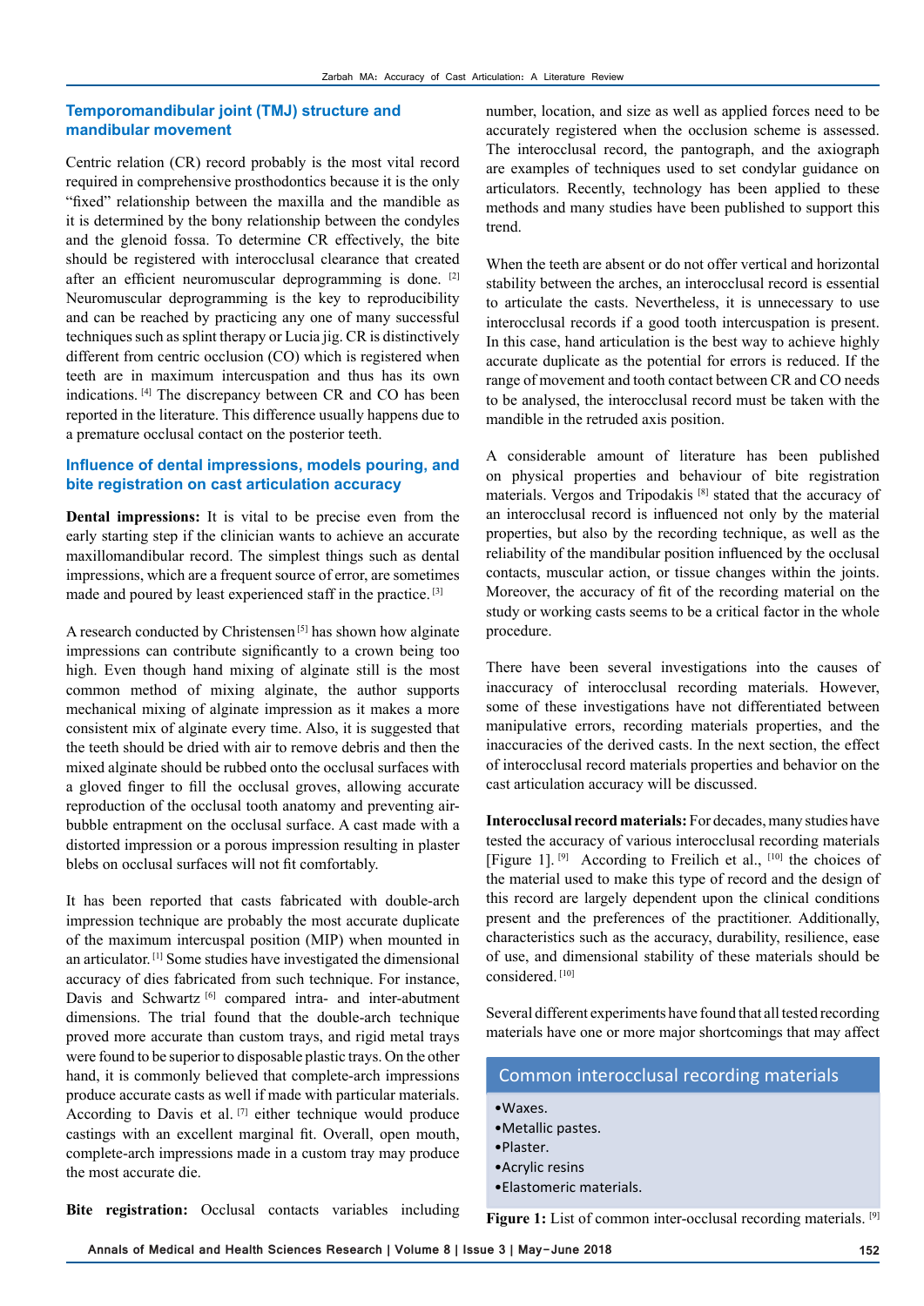## Temporomandibular joint (TMJ) structure and mandibular movement

Centric relation (CR) record probably is the most vital record required in comprehensive prosthodontics because it is the only "fixed" relationship between the maxilla and the mandible as it is determined by the bony relationship between the condyles and the glenoid fossa. To determine CR effectively, the bite should be registered with interocclusal clearance that created after an efficient neuromuscular deprogramming is done. [2] Neuromuscular deprogramming is the key to reproducibility and can be reached by practicing any one of many successful techniques such as splint therapy or Lucia jig. CR is distinctively different from centric occlusion (CO) which is registered when teeth are in maximum intercuspation and thus has its own indications. [4] The discrepancy between CR and CO has been reported in the literature. This difference usually happens due to a premature occlusal contact on the posterior teeth.

## Influence of dental impressions, models pouring, and bite registration on cast articulation accuracy

**Dental impressions:** It is vital to be precise even from the early starting step if the clinician wants to achieve an accurate maxillomandibular record. The simplest things such as dental impressions, which are a frequent source of error, are sometimes made and poured by least experienced staff in the practice. [3]

A research conducted by Christensen [5] has shown how alginate impressions can contribute significantly to a crown being too high. Even though hand mixing of alginate still is the most common method of mixing alginate, the author supports mechanical mixing of alginate impression as it makes a more consistent mix of alginate every time. Also, it is suggested that the teeth should be dried with air to remove debris and then the mixed alginate should be rubbed onto the occlusal surfaces with a gloved finger to fill the occlusal groves, allowing accurate reproduction of the occlusal tooth anatomy and preventing air-bubble entrapment on the occlusal surface. A cast made with a distorted impression or a porous impression resulting in plaster blebs on occlusal surfaces will not fit comfortably.

It has been reported that casts fabricated with double-arch impression technique are probably the most accurate duplicate of the maximum intercuspal position (MIP) when mounted in an articulator. [1] Some studies have investigated the dimensional accuracy of dies fabricated from such technique. For instance, Davis and Schwartz [6] compared intra- and inter-abutment dimensions. The trial found that the double-arch technique proved more accurate than custom trays, and rigid metal trays were found to be superior to disposable plastic trays. On the other hand, it is commonly believed that complete-arch impressions produce accurate casts as well if made with particular materials. According to Davis et al. [7] either technique would produce castings with an excellent marginal fit. Overall, open mouth, complete-arch impressions made in a custom tray may produce the most accurate die.

**Bite registration:** Occlusal contacts variables including number, location, and size as well as applied forces need to be accurately registered when the occlusion scheme is assessed. The interocclusal record, the pantograph, and the axiograph are examples of techniques used to set condylar guidance on articulators. Recently, technology has been applied to these methods and many studies have been published to support this trend.

When the teeth are absent or do not offer vertical and horizontal stability between the arches, an interocclusal record is essential to articulate the casts. Nevertheless, it is unnecessary to use interocclusal records if a good tooth intercuspation is present. In this case, hand articulation is the best way to achieve highly accurate duplicate as the potential for errors is reduced. If the range of movement and tooth contact between CR and CO needs to be analysed, the interocclusal record must be taken with the mandible in the retruded axis position.

A considerable amount of literature has been published on physical properties and behaviour of bite registration materials. Vergos and Tripodakis [8] stated that the accuracy of an interocclusal record is influenced not only by the material properties, but also by the recording technique, as well as the reliability of the mandibular position influenced by the occlusal contacts, muscular action, or tissue changes within the joints. Moreover, the accuracy of fit of the recording material on the study or working casts seems to be a critical factor in the whole procedure.

There have been several investigations into the causes of inaccuracy of interocclusal recording materials. However, some of these investigations have not differentiated between manipulative errors, recording materials properties, and the inaccuracies of the derived casts. In the next section, the effect of interocclusal record materials properties and behavior on the cast articulation accuracy will be discussed.

**Interocclusal record materials:** For decades, many studies have tested the accuracy of various interocclusal recording materials [Figure 1]. [9] According to Freilich et al., [10] the choices of the material used to make this type of record and the design of this record are largely dependent upon the clinical conditions present and the preferences of the practitioner. Additionally, characteristics such as the accuracy, durability, resilience, ease of use, and dimensional stability of these materials should be considered. [10]

Several different experiments have found that all tested recording materials have one or more major shortcomings that may affect

**Common interocclusal recording materials**

- Waxes.
- Metallic pastes.
- Plaster.
- Acrylic resins
- Elastomeric materials.

**Figure 1:** List of common inter-occlusal recording materials. [9]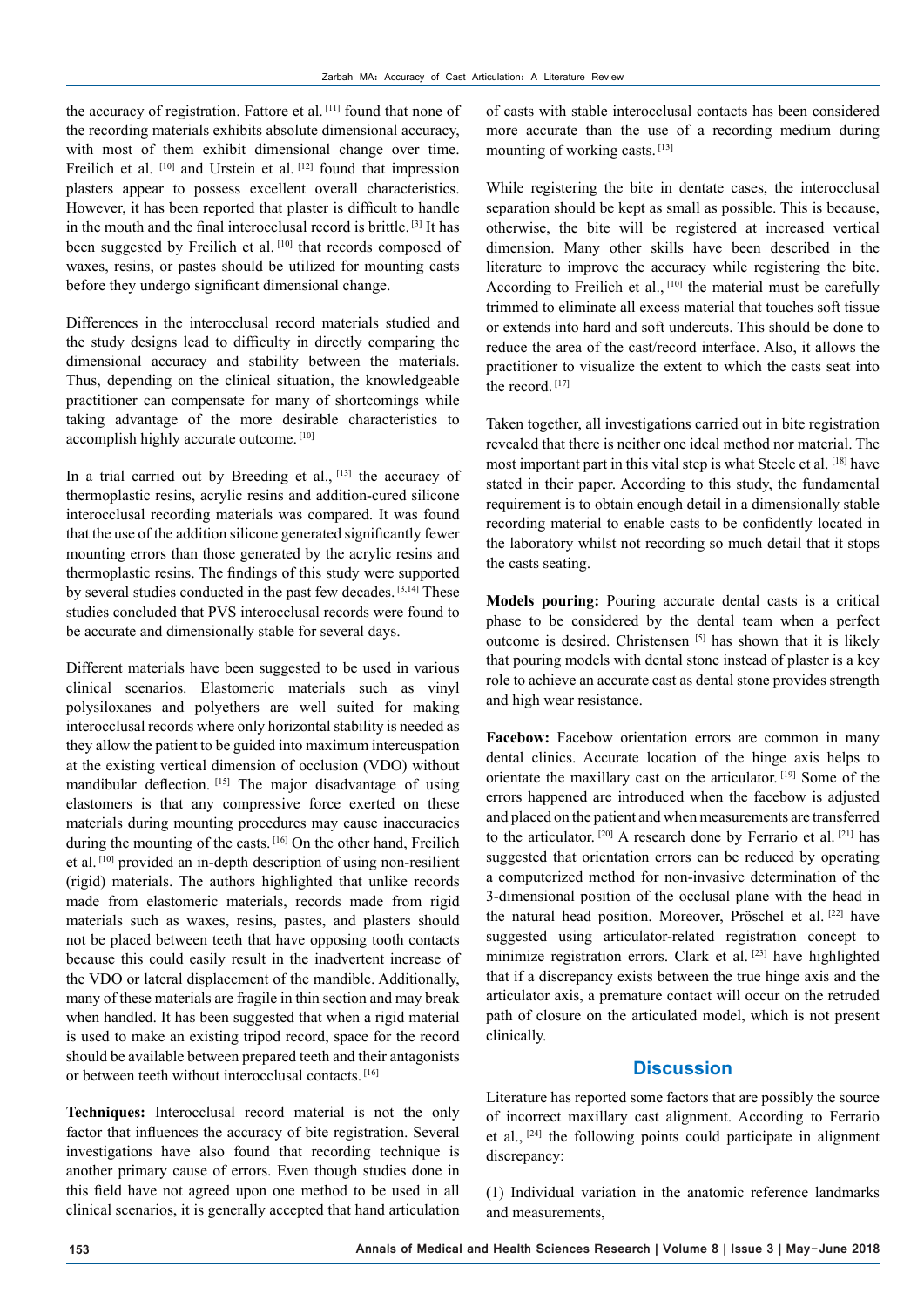the accuracy of registration. Fattore et al.[11] found that none of the recording materials exhibits absolute dimensional accuracy, with most of them exhibit dimensional change over time. Freilich et al. [10] and Urstein et al. [12] found that impression plasters appear to possess excellent overall characteristics. However, it has been reported that plaster is difficult to handle in the mouth and the final interocclusal record is brittle.[3] It has been suggested by Freilich et al.[10] that records composed of waxes, resins, or pastes should be utilized for mounting casts before they undergo significant dimensional change.

Differences in the interocclusal record materials studied and the study designs lead to difficulty in directly comparing the dimensional accuracy and stability between the materials. Thus, depending on the clinical situation, the knowledgeable practitioner can compensate for many of shortcomings while taking advantage of the more desirable characteristics to accomplish highly accurate outcome.[10]

In a trial carried out by Breeding et al.,[13] the accuracy of thermoplastic resins, acrylic resins and addition-cured silicone interocclusal recording materials was compared. It was found that the use of the addition silicone generated significantly fewer mounting errors than those generated by the acrylic resins and thermoplastic resins. The findings of this study were supported by several studies conducted in the past few decades.[3,14] These studies concluded that PVS interocclusal records were found to be accurate and dimensionally stable for several days.

Different materials have been suggested to be used in various clinical scenarios. Elastomeric materials such as vinyl polysiloxanes and polyethers are well suited for making interocclusal records where only horizontal stability is needed as they allow the patient to be guided into maximum intercuspation at the existing vertical dimension of occlusion (VDO) without mandibular deflection.[15] The major disadvantage of using elastomers is that any compressive force exerted on these materials during mounting procedures may cause inaccuracies during the mounting of the casts.[16] On the other hand, Freilich et al.[10] provided an in-depth description of using non-resilient (rigid) materials. The authors highlighted that unlike records made from elastomeric materials, records made from rigid materials such as waxes, resins, pastes, and plasters should not be placed between teeth that have opposing tooth contacts because this could easily result in the inadvertent increase of the VDO or lateral displacement of the mandible. Additionally, many of these materials are fragile in thin section and may break when handled. It has been suggested that when a rigid material is used to make an existing tripod record, space for the record should be available between prepared teeth and their antagonists or between teeth without interocclusal contacts.[16]

**Techniques:** Interocclusal record material is not the only factor that influences the accuracy of bite registration. Several investigations have also found that recording technique is another primary cause of errors. Even though studies done in this field have not agreed upon one method to be used in all clinical scenarios, it is generally accepted that hand articulation of casts with stable interocclusal contacts has been considered more accurate than the use of a recording medium during mounting of working casts.[13]

While registering the bite in dentate cases, the interocclusal separation should be kept as small as possible. This is because, otherwise, the bite will be registered at increased vertical dimension. Many other skills have been described in the literature to improve the accuracy while registering the bite. According to Freilich et al.,[10] the material must be carefully trimmed to eliminate all excess material that touches soft tissue or extends into hard and soft undercuts. This should be done to reduce the area of the cast/record interface. Also, it allows the practitioner to visualize the extent to which the casts seat into the record.[17]

Taken together, all investigations carried out in bite registration revealed that there is neither one ideal method nor material. The most important part in this vital step is what Steele et al.[18] have stated in their paper. According to this study, the fundamental requirement is to obtain enough detail in a dimensionally stable recording material to enable casts to be confidently located in the laboratory whilst not recording so much detail that it stops the casts seating.

**Models pouring:** Pouring accurate dental casts is a critical phase to be considered by the dental team when a perfect outcome is desired. Christensen [5] has shown that it is likely that pouring models with dental stone instead of plaster is a key role to achieve an accurate cast as dental stone provides strength and high wear resistance.

**Facebow:** Facebow orientation errors are common in many dental clinics. Accurate location of the hinge axis helps to orientate the maxillary cast on the articulator.[19] Some of the errors happened are introduced when the facebow is adjusted and placed on the patient and when measurements are transferred to the articulator.[20] A research done by Ferrario et al.[21] has suggested that orientation errors can be reduced by operating a computerized method for non-invasive determination of the 3-dimensional position of the occlusal plane with the head in the natural head position. Moreover, Pröschel et al.[22] have suggested using articulator-related registration concept to minimize registration errors. Clark et al.[23] have highlighted that if a discrepancy exists between the true hinge axis and the articulator axis, a premature contact will occur on the retruded path of closure on the articulated model, which is not present clinically.

## Discussion

Literature has reported some factors that are possibly the source of incorrect maxillary cast alignment. According to Ferrario et al.,[24] the following points could participate in alignment discrepancy:

(1) Individual variation in the anatomic reference landmarks and measurements,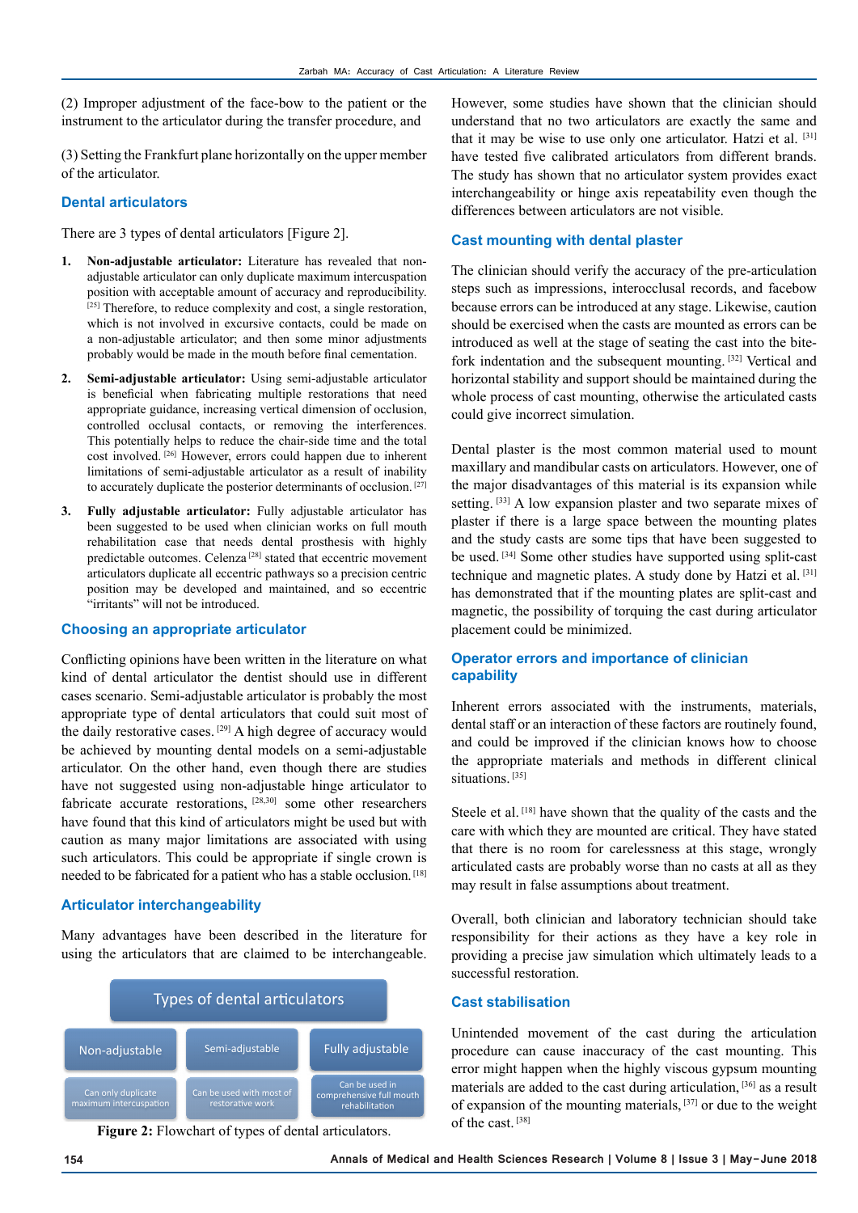(2) Improper adjustment of the face-bow to the patient or the instrument to the articulator during the transfer procedure, and

(3) Setting the Frankfurt plane horizontally on the upper member of the articulator.

## Dental articulators

There are 3 types of dental articulators [Figure 2].

1. **Non-adjustable articulator:** Literature has revealed that non-adjustable articulator can only duplicate maximum intercuspation position with acceptable amount of accuracy and reproducibility.[25] Therefore, to reduce complexity and cost, a single restoration, which is not involved in excursive contacts, could be made on a non-adjustable articulator; and then some minor adjustments probably would be made in the mouth before final cementation.
2. **Semi-adjustable articulator:** Using semi-adjustable articulator is beneficial when fabricating multiple restorations that need appropriate guidance, increasing vertical dimension of occlusion, controlled occlusal contacts, or removing the interferences. This potentially helps to reduce the chair-side time and the total cost involved.[26] However, errors could happen due to inherent limitations of semi-adjustable articulator as a result of inability to accurately duplicate the posterior determinants of occlusion.[27]
3. **Fully adjustable articulator:** Fully adjustable articulator has been suggested to be used when clinician works on full mouth rehabilitation case that needs dental prosthesis with highly predictable outcomes. Celenza[28] stated that eccentric movement articulators duplicate all eccentric pathways so a precision centric position may be developed and maintained, and so eccentric "irritants" will not be introduced.

## Choosing an appropriate articulator

Conflicting opinions have been written in the literature on what kind of dental articulator the dentist should use in different cases scenario. Semi-adjustable articulator is probably the most appropriate type of dental articulators that could suit most of the daily restorative cases.[29] A high degree of accuracy would be achieved by mounting dental models on a semi-adjustable articulator. On the other hand, even though there are studies have not suggested using non-adjustable hinge articulator to fabricate accurate restorations,[28,30] some other researchers have found that this kind of articulators might be used but with caution as many major limitations are associated with using such articulators. This could be appropriate if single crown is needed to be fabricated for a patient who has a stable occlusion.[18]

## Articulator interchangeability

Many advantages have been described in the literature for using the articulators that are claimed to be interchangeable.

Types of dental articulators

| Non-adjustable | Semi-adjustable | Fully adjustable |
|---|---|---|
| Can only duplicate maximum intercuspation | Can be used with most of restorative work | Can be used in comprehensive full mouth rehabilitation |

**Figure 2:** Flowchart of types of dental articulators.

However, some studies have shown that the clinician should understand that no two articulators are exactly the same and that it may be wise to use only one articulator. Hatzi et al.[31] have tested five calibrated articulators from different brands. The study has shown that no articulator system provides exact interchangeability or hinge axis repeatability even though the differences between articulators are not visible.

## Cast mounting with dental plaster

The clinician should verify the accuracy of the pre-articulation steps such as impressions, interocclusal records, and facebow because errors can be introduced at any stage. Likewise, caution should be exercised when the casts are mounted as errors can be introduced as well at the stage of seating the cast into the bite-fork indentation and the subsequent mounting.[32] Vertical and horizontal stability and support should be maintained during the whole process of cast mounting, otherwise the articulated casts could give incorrect simulation.

Dental plaster is the most common material used to mount maxillary and mandibular casts on articulators. However, one of the major disadvantages of this material is its expansion while setting.[33] A low expansion plaster and two separate mixes of plaster if there is a large space between the mounting plates and the study casts are some tips that have been suggested to be used.[34] Some other studies have supported using split-cast technique and magnetic plates. A study done by Hatzi et al.[31] has demonstrated that if the mounting plates are split-cast and magnetic, the possibility of torquing the cast during articulator placement could be minimized.

## Operator errors and importance of clinician capability

Inherent errors associated with the instruments, materials, dental staff or an interaction of these factors are routinely found, and could be improved if the clinician knows how to choose the appropriate materials and methods in different clinical situations.[35]

Steele et al.[18] have shown that the quality of the casts and the care with which they are mounted are critical. They have stated that there is no room for carelessness at this stage, wrongly articulated casts are probably worse than no casts at all as they may result in false assumptions about treatment.

Overall, both clinician and laboratory technician should take responsibility for their actions as they have a key role in providing a precise jaw simulation which ultimately leads to a successful restoration.

## Cast stabilisation

Unintended movement of the cast during the articulation procedure can cause inaccuracy of the cast mounting. This error might happen when the highly viscous gypsum mounting materials are added to the cast during articulation,[36] as a result of expansion of the mounting materials,[37] or due to the weight of the cast.[38]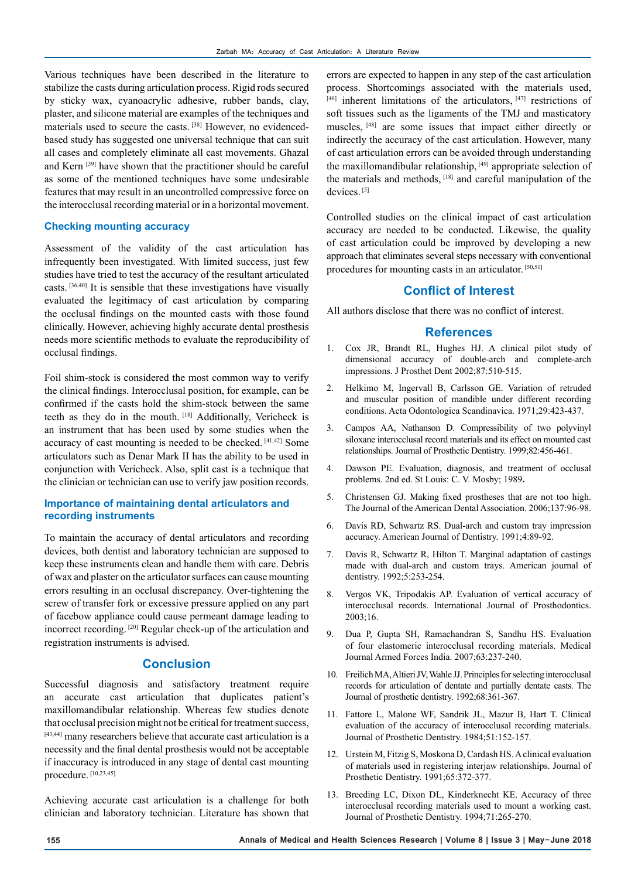Various techniques have been described in the literature to stabilize the casts during articulation process. Rigid rods secured by sticky wax, cyanoacrylic adhesive, rubber bands, clay, plaster, and silicone material are examples of the techniques and materials used to secure the casts. [38] However, no evidenced-based study has suggested one universal technique that can suit all cases and completely eliminate all cast movements. Ghazal and Kern [39] have shown that the practitioner should be careful as some of the mentioned techniques have some undesirable features that may result in an uncontrolled compressive force on the interocclusal recording material or in a horizontal movement.

### Checking mounting accuracy

Assessment of the validity of the cast articulation has infrequently been investigated. With limited success, just few studies have tried to test the accuracy of the resultant articulated casts. [36,40] It is sensible that these investigations have visually evaluated the legitimacy of cast articulation by comparing the occlusal findings on the mounted casts with those found clinically. However, achieving highly accurate dental prosthesis needs more scientific methods to evaluate the reproducibility of occlusal findings.

Foil shim-stock is considered the most common way to verify the clinical findings. Interocclusal position, for example, can be confirmed if the casts hold the shim-stock between the same teeth as they do in the mouth. [18] Additionally, Vericheck is an instrument that has been used by some studies when the accuracy of cast mounting is needed to be checked. [41,42] Some articulators such as Denar Mark II has the ability to be used in conjunction with Vericheck. Also, split cast is a technique that the clinician or technician can use to verify jaw position records.

### Importance of maintaining dental articulators and recording instruments

To maintain the accuracy of dental articulators and recording devices, both dentist and laboratory technician are supposed to keep these instruments clean and handle them with care. Debris of wax and plaster on the articulator surfaces can cause mounting errors resulting in an occlusal discrepancy. Over-tightening the screw of transfer fork or excessive pressure applied on any part of facebow appliance could cause permeant damage leading to incorrect recording. [20] Regular check-up of the articulation and registration instruments is advised.

## Conclusion

Successful diagnosis and satisfactory treatment require an accurate cast articulation that duplicates patient's maxillomandibular relationship. Whereas few studies denote that occlusal precision might not be critical for treatment success, [43,44] many researchers believe that accurate cast articulation is a necessity and the final dental prosthesis would not be acceptable if inaccuracy is introduced in any stage of dental cast mounting procedure. [10,23,45]

Achieving accurate cast articulation is a challenge for both clinician and laboratory technician. Literature has shown that errors are expected to happen in any step of the cast articulation process. Shortcomings associated with the materials used, [46] inherent limitations of the articulators, [47] restrictions of soft tissues such as the ligaments of the TMJ and masticatory muscles, [48] are some issues that impact either directly or indirectly the accuracy of the cast articulation. However, many of cast articulation errors can be avoided through understanding the maxillomandibular relationship, [49] appropriate selection of the materials and methods, [18] and careful manipulation of the devices. [5]

Controlled studies on the clinical impact of cast articulation accuracy are needed to be conducted. Likewise, the quality of cast articulation could be improved by developing a new approach that eliminates several steps necessary with conventional procedures for mounting casts in an articulator. [50,51]

## Conflict of Interest

All authors disclose that there was no conflict of interest.

## References

1. Cox JR, Brandt RL, Hughes HJ. A clinical pilot study of dimensional accuracy of double-arch and complete-arch impressions. J Prosthet Dent 2002;87:510-515.
2. Helkimo M, Ingervall B, Carlsson GE. Variation of retruded and muscular position of mandible under different recording conditions. Acta Odontologica Scandinavica. 1971;29:423-437.
3. Campos AA, Nathanson D. Compressibility of two polyvinyl siloxane interocclusal record materials and its effect on mounted cast relationships. Journal of Prosthetic Dentistry. 1999;82:456-461.
4. Dawson PE. Evaluation, diagnosis, and treatment of occlusal problems. 2nd ed. St Louis: C. V. Mosby; 1989**.**
5. Christensen GJ. Making fixed prostheses that are not too high. The Journal of the American Dental Association. 2006;137:96-98.
6. Davis RD, Schwartz RS. Dual-arch and custom tray impression accuracy. American Journal of Dentistry. 1991;4:89-92.
7. Davis R, Schwartz R, Hilton T. Marginal adaptation of castings made with dual-arch and custom trays. American journal of dentistry. 1992;5:253-254.
8. Vergos VK, Tripodakis AP. Evaluation of vertical accuracy of interocclusal records. International Journal of Prosthodontics. 2003;16.
9. Dua P, Gupta SH, Ramachandran S, Sandhu HS. Evaluation of four elastomeric interocclusal recording materials. Medical Journal Armed Forces India. 2007;63:237-240.
10. Freilich MA, Altieri JV, Wahle JJ. Principles for selecting interocclusal records for articulation of dentate and partially dentate casts. The Journal of prosthetic dentistry. 1992;68:361-367.
11. Fattore L, Malone WF, Sandrik JL, Mazur B, Hart T. Clinical evaluation of the accuracy of interocclusal recording materials. Journal of Prosthetic Dentistry. 1984;51:152-157.
12. Urstein M, Fitzig S, Moskona D, Cardash HS. A clinical evaluation of materials used in registering interjaw relationships. Journal of Prosthetic Dentistry. 1991;65:372-377.
13. Breeding LC, Dixon DL, Kinderknecht KE. Accuracy of three interocclusal recording materials used to mount a working cast. Journal of Prosthetic Dentistry. 1994;71:265-270.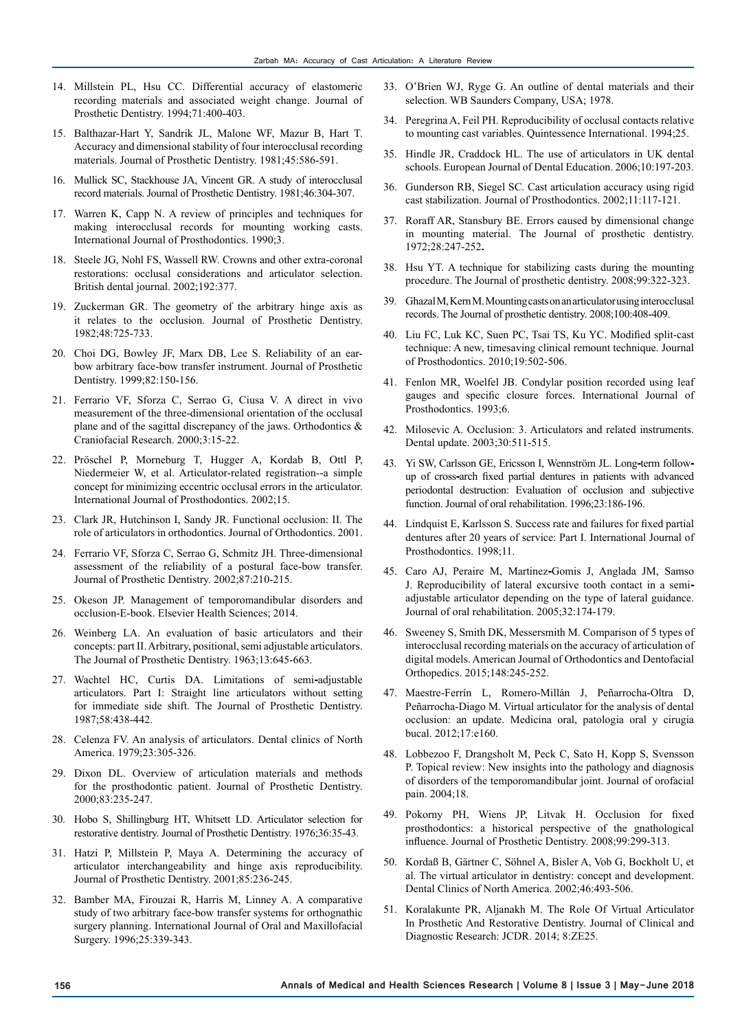14. Millstein PL, Hsu CC. Differential accuracy of elastomeric recording materials and associated weight change. Journal of Prosthetic Dentistry. 1994;71:400-403.
15. Balthazar-Hart Y, Sandrik JL, Malone WF, Mazur B, Hart T. Accuracy and dimensional stability of four interocclusal recording materials. Journal of Prosthetic Dentistry. 1981;45:586-591.
16. Mullick SC, Stackhouse JA, Vincent GR. A study of interocclusal record materials. Journal of Prosthetic Dentistry. 1981;46:304-307.
17. Warren K, Capp N. A review of principles and techniques for making interocclusal records for mounting working casts. International Journal of Prosthodontics. 1990;3.
18. Steele JG, Nohl FS, Wassell RW. Crowns and other extra-coronal restorations: occlusal considerations and articulator selection. British dental journal. 2002;192:377.
19. Zuckerman GR. The geometry of the arbitrary hinge axis as it relates to the occlusion. Journal of Prosthetic Dentistry. 1982;48:725-733.
20. Choi DG, Bowley JF, Marx DB, Lee S. Reliability of an ear-bow arbitrary face-bow transfer instrument. Journal of Prosthetic Dentistry. 1999;82:150-156.
21. Ferrario VF, Sforza C, Serrao G, Ciusa V. A direct in vivo measurement of the three-dimensional orientation of the occlusal plane and of the sagittal discrepancy of the jaws. Orthodontics & Craniofacial Research. 2000;3:15-22.
22. Pröschel P, Morneburg T, Hugger A, Kordab B, Ottl P, Niedermeier W, et al. Articulator-related registration--a simple concept for minimizing eccentric occlusal errors in the articulator. International Journal of Prosthodontics. 2002;15.
23. Clark JR, Hutchinson I, Sandy JR. Functional occlusion: II. The role of articulators in orthodontics. Journal of Orthodontics. 2001.
24. Ferrario VF, Sforza C, Serrao G, Schmitz JH. Three-dimensional assessment of the reliability of a postural face-bow transfer. Journal of Prosthetic Dentistry. 2002;87:210-215.
25. Okeson JP. Management of temporomandibular disorders and occlusion-E-book. Elsevier Health Sciences; 2014.
26. Weinberg LA. An evaluation of basic articulators and their concepts: part II. Arbitrary, positional, semi adjustable articulators. The Journal of Prosthetic Dentistry. 1963;13:645-663.
27. Wachtel HC, Curtis DA. Limitations of semi-adjustable articulators. Part I: Straight line articulators without setting for immediate side shift. The Journal of Prosthetic Dentistry. 1987;58:438-442.
28. Celenza FV. An analysis of articulators. Dental clinics of North America. 1979;23:305-326.
29. Dixon DL. Overview of articulation materials and methods for the prosthodontic patient. Journal of Prosthetic Dentistry. 2000;83:235-247.
30. Hobo S, Shillingburg HT, Whitsett LD. Articulator selection for restorative dentistry. Journal of Prosthetic Dentistry. 1976;36:35-43.
31. Hatzi P, Millstein P, Maya A. Determining the accuracy of articulator interchangeability and hinge axis reproducibility. Journal of Prosthetic Dentistry. 2001;85:236-245.
32. Bamber MA, Firouzai R, Harris M, Linney A. A comparative study of two arbitrary face-bow transfer systems for orthognathic surgery planning. International Journal of Oral and Maxillofacial Surgery. 1996;25:339-343.
33. O'Brien WJ, Ryge G. An outline of dental materials and their selection. WB Saunders Company, USA; 1978.
34. Peregrina A, Feil PH. Reproducibility of occlusal contacts relative to mounting cast variables. Quintessence International. 1994;25.
35. Hindle JR, Craddock HL. The use of articulators in UK dental schools. European Journal of Dental Education. 2006;10:197-203.
36. Gunderson RB, Siegel SC. Cast articulation accuracy using rigid cast stabilization. Journal of Prosthodontics. 2002;11:117-121.
37. Roraff AR, Stansbury BE. Errors caused by dimensional change in mounting material. The Journal of prosthetic dentistry. 1972;28:247-252.
38. Hsu YT. A technique for stabilizing casts during the mounting procedure. The Journal of prosthetic dentistry. 2008;99:322-323.
39. Ghazal M, Kern M. Mounting casts on an articulator using interocclusal records. The Journal of prosthetic dentistry. 2008;100:408-409.
40. Liu FC, Luk KC, Suen PC, Tsai TS, Ku YC. Modified split-cast technique: A new, timesaving clinical remount technique. Journal of Prosthodontics. 2010;19:502-506.
41. Fenlon MR, Woelfel JB. Condylar position recorded using leaf gauges and specific closure forces. International Journal of Prosthodontics. 1993;6.
42. Milosevic A. Occlusion: 3. Articulators and related instruments. Dental update. 2003;30:511-515.
43. Yi SW, Carlsson GE, Ericsson I, Wennström JL. Long-term follow-up of cross-arch fixed partial dentures in patients with advanced periodontal destruction: Evaluation of occlusion and subjective function. Journal of oral rehabilitation. 1996;23:186-196.
44. Lindquist E, Karlsson S. Success rate and failures for fixed partial dentures after 20 years of service: Part I. International Journal of Prosthodontics. 1998;11.
45. Caro AJ, Peraire M, Martinez-Gomis J, Anglada JM, Samso J. Reproducibility of lateral excursive tooth contact in a semi-adjustable articulator depending on the type of lateral guidance. Journal of oral rehabilitation. 2005;32:174-179.
46. Sweeney S, Smith DK, Messersmith M. Comparison of 5 types of interocclusal recording materials on the accuracy of articulation of digital models. American Journal of Orthodontics and Dentofacial Orthopedics. 2015;148:245-252.
47. Maestre-Ferrín L, Romero-Millán J, Peñarrocha-Oltra D, Peñarrocha-Diago M. Virtual articulator for the analysis of dental occlusion: an update. Medicina oral, patologia oral y cirugia bucal. 2012;17:e160.
48. Lobbezoo F, Drangsholt M, Peck C, Sato H, Kopp S, Svensson P. Topical review: New insights into the pathology and diagnosis of disorders of the temporomandibular joint. Journal of orofacial pain. 2004;18.
49. Pokorny PH, Wiens JP, Litvak H. Occlusion for fixed prosthodontics: a historical perspective of the gnathological influence. Journal of Prosthetic Dentistry. 2008;99:299-313.
50. Kordaß B, Gärtner C, Söhnel A, Bisler A, Vob G, Bockholt U, et al. The virtual articulator in dentistry: concept and development. Dental Clinics of North America. 2002;46:493-506.
51. Koralakunte PR, Aljanakh M. The Role Of Virtual Articulator In Prosthetic And Restorative Dentistry. Journal of Clinical and Diagnostic Research: JCDR. 2014; 8:ZE25.